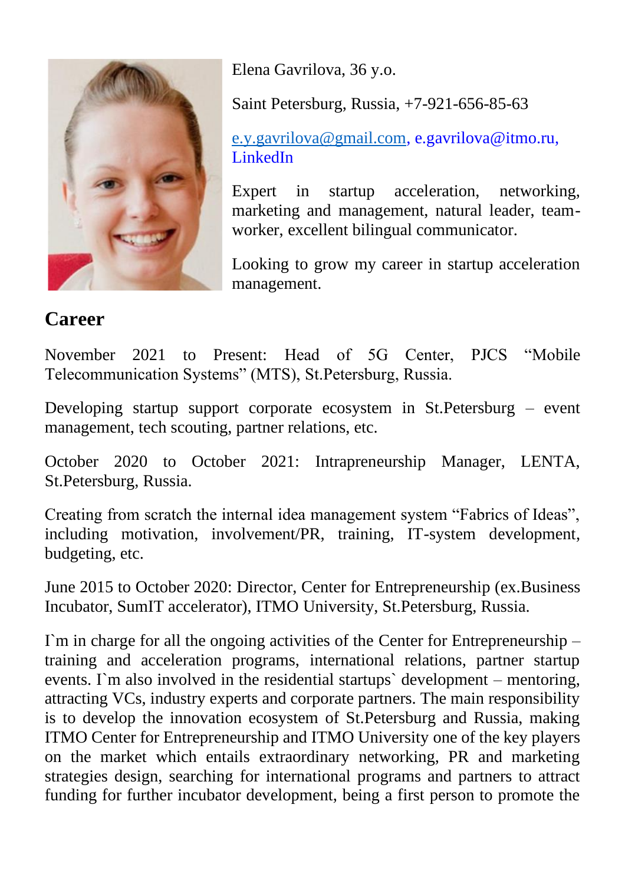Elena Gavrilova, 36 y.o.

Saint Petersburg, Russia, +7-921-656-85-63

e.y.gavrilova@gmail.com, e.gavrilova@itmo.ru, LinkedIn

Expert in startup acceleration, networking, marketing and management, natural leader, team-worker, excellent bilingual communicator.

Looking to grow my career in startup acceleration management.

## Career

November 2021 to Present: Head of 5G Center, PJCS "Mobile Telecommunication Systems" (MTS), St.Petersburg, Russia.

Developing startup support corporate ecosystem in St.Petersburg – event management, tech scouting, partner relations, etc.

October 2020 to October 2021: Intrapreneurship Manager, LENTA, St.Petersburg, Russia.

Creating from scratch the internal idea management system "Fabrics of Ideas", including motivation, involvement/PR, training, IT-system development, budgeting, etc.

June 2015 to October 2020: Director, Center for Entrepreneurship (ex.Business Incubator, SumIT accelerator), ITMO University, St.Petersburg, Russia.

I`m in charge for all the ongoing activities of the Center for Entrepreneurship – training and acceleration programs, international relations, partner startup events. I`m also involved in the residential startups` development – mentoring, attracting VCs, industry experts and corporate partners. The main responsibility is to develop the innovation ecosystem of St.Petersburg and Russia, making ITMO Center for Entrepreneurship and ITMO University one of the key players on the market which entails extraordinary networking, PR and marketing strategies design, searching for international programs and partners to attract funding for further incubator development, being a first person to promote the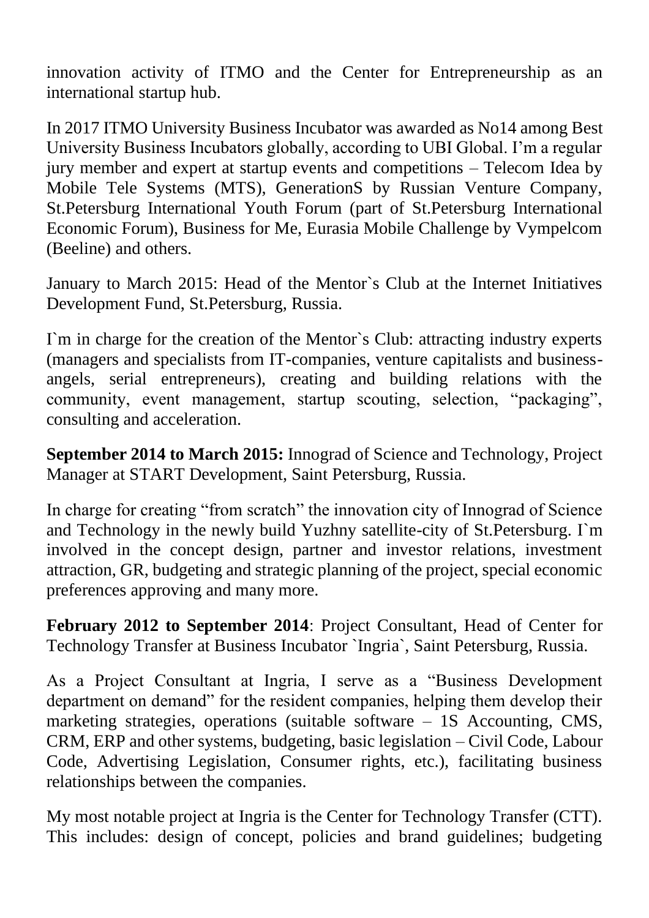innovation activity of ITMO and the Center for Entrepreneurship as an international startup hub.

In 2017 ITMO University Business Incubator was awarded as No14 among Best University Business Incubators globally, according to UBI Global. I'm a regular jury member and expert at startup events and competitions – Telecom Idea by Mobile Tele Systems (MTS), GenerationS by Russian Venture Company, St.Petersburg International Youth Forum (part of St.Petersburg International Economic Forum), Business for Me, Eurasia Mobile Challenge by Vympelcom (Beeline) and others.

January to March 2015: Head of the Mentor`s Club at the Internet Initiatives Development Fund, St.Petersburg, Russia.

I`m in charge for the creation of the Mentor`s Club: attracting industry experts (managers and specialists from IT-companies, venture capitalists and business-angels, serial entrepreneurs), creating and building relations with the community, event management, startup scouting, selection, "packaging", consulting and acceleration.

**September 2014 to March 2015:** Innograd of Science and Technology, Project Manager at START Development, Saint Petersburg, Russia.

In charge for creating "from scratch" the innovation city of Innograd of Science and Technology in the newly build Yuzhny satellite-city of St.Petersburg. I`m involved in the concept design, partner and investor relations, investment attraction, GR, budgeting and strategic planning of the project, special economic preferences approving and many more.

**February 2012 to September 2014**: Project Consultant, Head of Center for Technology Transfer at Business Incubator `Ingria`, Saint Petersburg, Russia.

As a Project Consultant at Ingria, I serve as a "Business Development department on demand" for the resident companies, helping them develop their marketing strategies, operations (suitable software – 1S Accounting, CMS, CRM, ERP and other systems, budgeting, basic legislation – Civil Code, Labour Code, Advertising Legislation, Consumer rights, etc.), facilitating business relationships between the companies.

My most notable project at Ingria is the Center for Technology Transfer (CTT). This includes: design of concept, policies and brand guidelines; budgeting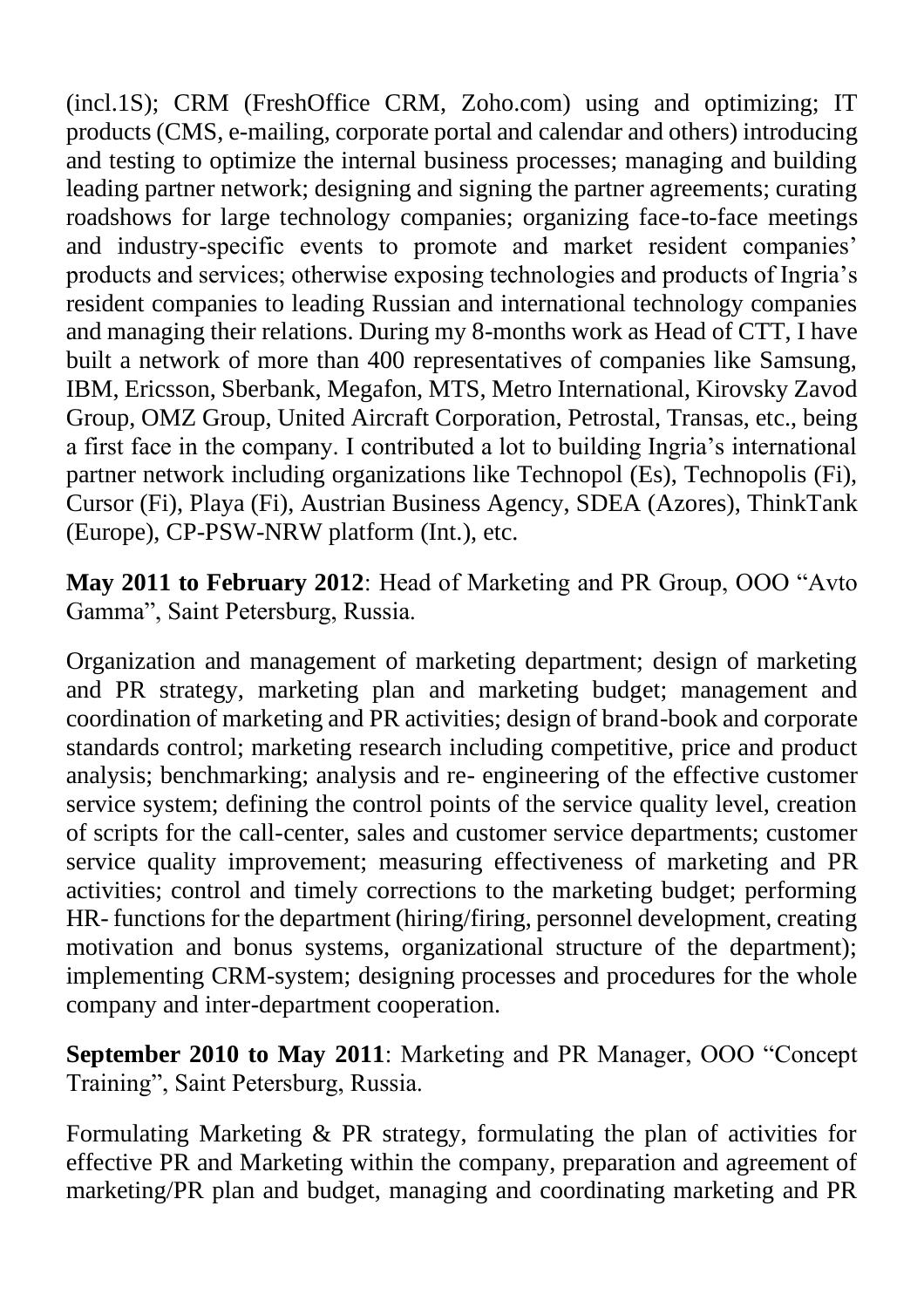(incl.1S); CRM (FreshOffice CRM, Zoho.com) using and optimizing; IT products (CMS, e-mailing, corporate portal and calendar and others) introducing and testing to optimize the internal business processes; managing and building leading partner network; designing and signing the partner agreements; curating roadshows for large technology companies; organizing face-to-face meetings and industry-specific events to promote and market resident companies' products and services; otherwise exposing technologies and products of Ingria's resident companies to leading Russian and international technology companies and managing their relations. During my 8-months work as Head of CTT, I have built a network of more than 400 representatives of companies like Samsung, IBM, Ericsson, Sberbank, Megafon, MTS, Metro International, Kirovsky Zavod Group, OMZ Group, United Aircraft Corporation, Petrostal, Transas, etc., being a first face in the company. I contributed a lot to building Ingria's international partner network including organizations like Technopol (Es), Technopolis (Fi), Cursor (Fi), Playa (Fi), Austrian Business Agency, SDEA (Azores), ThinkTank (Europe), CP-PSW-NRW platform (Int.), etc.

**May 2011 to February 2012**: Head of Marketing and PR Group, OOO "Avto Gamma", Saint Petersburg, Russia.

Organization and management of marketing department; design of marketing and PR strategy, marketing plan and marketing budget; management and coordination of marketing and PR activities; design of brand-book and corporate standards control; marketing research including competitive, price and product analysis; benchmarking; analysis and re- engineering of the effective customer service system; defining the control points of the service quality level, creation of scripts for the call-center, sales and customer service departments; customer service quality improvement; measuring effectiveness of marketing and PR activities; control and timely corrections to the marketing budget; performing HR- functions for the department (hiring/firing, personnel development, creating motivation and bonus systems, organizational structure of the department); implementing CRM-system; designing processes and procedures for the whole company and inter-department cooperation.

**September 2010 to May 2011**: Marketing and PR Manager, OOO "Concept Training", Saint Petersburg, Russia.

Formulating Marketing & PR strategy, formulating the plan of activities for effective PR and Marketing within the company, preparation and agreement of marketing/PR plan and budget, managing and coordinating marketing and PR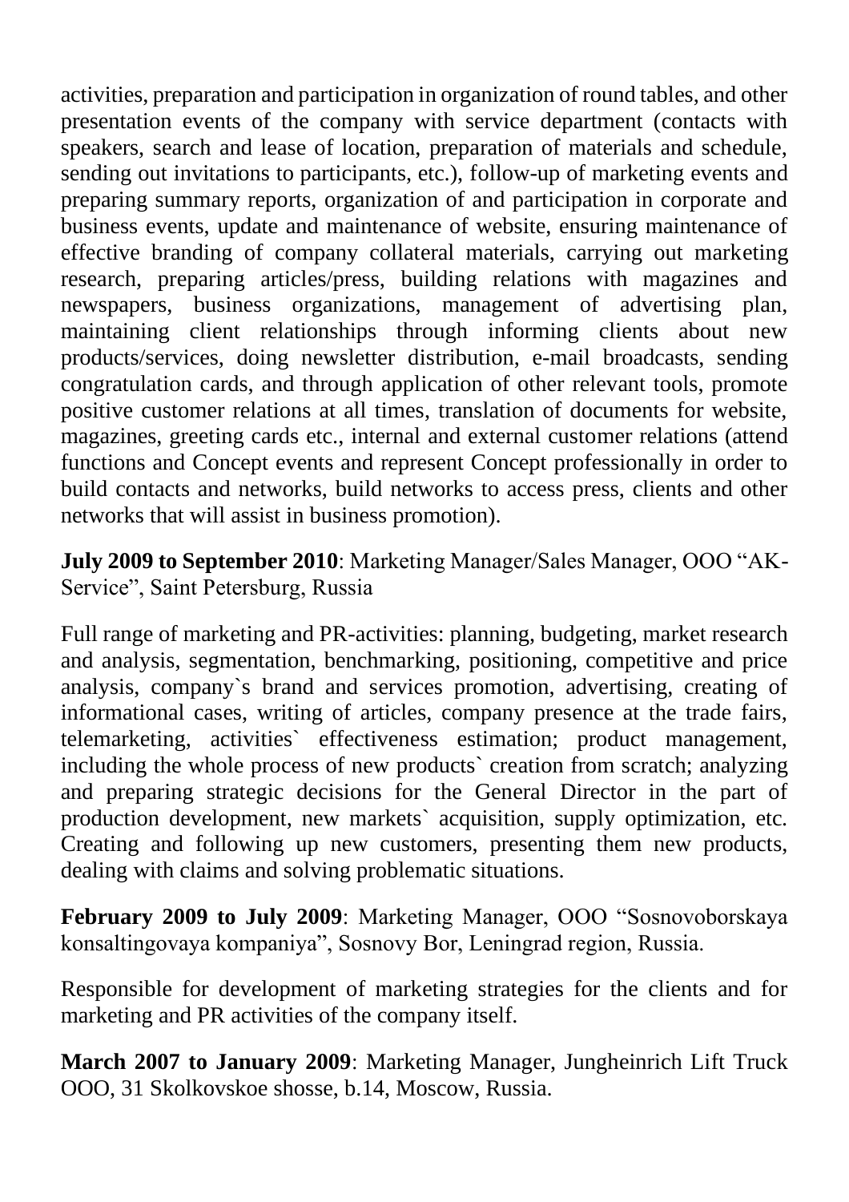activities, preparation and participation in organization of round tables, and other presentation events of the company with service department (contacts with speakers, search and lease of location, preparation of materials and schedule, sending out invitations to participants, etc.), follow-up of marketing events and preparing summary reports, organization of and participation in corporate and business events, update and maintenance of website, ensuring maintenance of effective branding of company collateral materials, carrying out marketing research, preparing articles/press, building relations with magazines and newspapers, business organizations, management of advertising plan, maintaining client relationships through informing clients about new products/services, doing newsletter distribution, e-mail broadcasts, sending congratulation cards, and through application of other relevant tools, promote positive customer relations at all times, translation of documents for website, magazines, greeting cards etc., internal and external customer relations (attend functions and Concept events and represent Concept professionally in order to build contacts and networks, build networks to access press, clients and other networks that will assist in business promotion).

**July 2009 to September 2010**: Marketing Manager/Sales Manager, OOO "AK-Service", Saint Petersburg, Russia

Full range of marketing and PR-activities: planning, budgeting, market research and analysis, segmentation, benchmarking, positioning, competitive and price analysis, company`s brand and services promotion, advertising, creating of informational cases, writing of articles, company presence at the trade fairs, telemarketing, activities` effectiveness estimation; product management, including the whole process of new products` creation from scratch; analyzing and preparing strategic decisions for the General Director in the part of production development, new markets` acquisition, supply optimization, etc. Creating and following up new customers, presenting them new products, dealing with claims and solving problematic situations.

**February 2009 to July 2009**: Marketing Manager, OOO "Sosnovoborskaya konsaltingovaya kompaniya", Sosnovy Bor, Leningrad region, Russia.

Responsible for development of marketing strategies for the clients and for marketing and PR activities of the company itself.

**March 2007 to January 2009**: Marketing Manager, Jungheinrich Lift Truck OOO, 31 Skolkovskoe shosse, b.14, Moscow, Russia.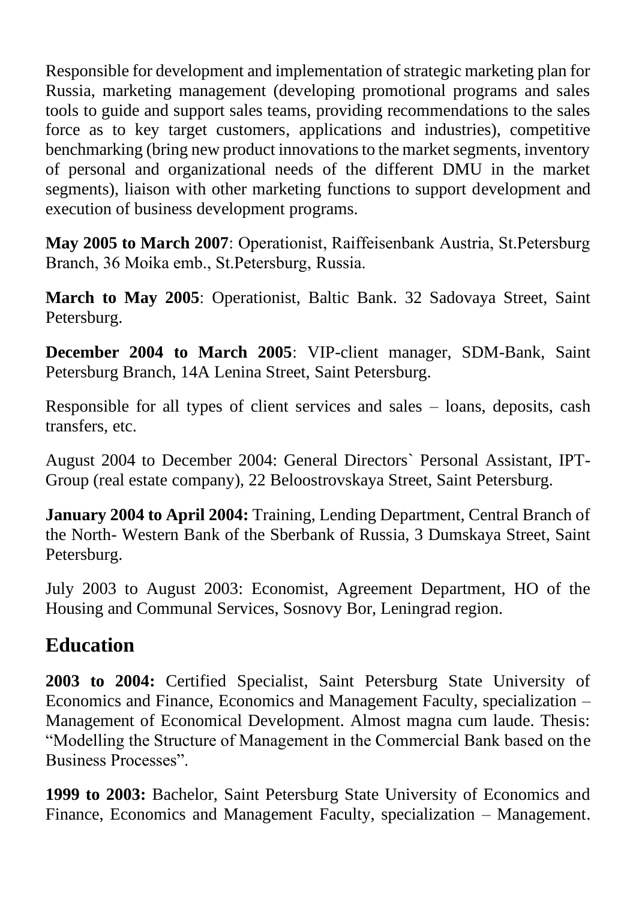Responsible for development and implementation of strategic marketing plan for Russia, marketing management (developing promotional programs and sales tools to guide and support sales teams, providing recommendations to the sales force as to key target customers, applications and industries), competitive benchmarking (bring new product innovations to the market segments, inventory of personal and organizational needs of the different DMU in the market segments), liaison with other marketing functions to support development and execution of business development programs.

**May 2005 to March 2007**: Operationist, Raiffeisenbank Austria, St.Petersburg Branch, 36 Moika emb., St.Petersburg, Russia.

**March to May 2005**: Operationist, Baltic Bank. 32 Sadovaya Street, Saint Petersburg.

**December 2004 to March 2005**: VIP-client manager, SDM-Bank, Saint Petersburg Branch, 14A Lenina Street, Saint Petersburg.

Responsible for all types of client services and sales – loans, deposits, cash transfers, etc.

August 2004 to December 2004: General Directors` Personal Assistant, IPT-Group (real estate company), 22 Beloostrovskaya Street, Saint Petersburg.

**January 2004 to April 2004:** Training, Lending Department, Central Branch of the North- Western Bank of the Sberbank of Russia, 3 Dumskaya Street, Saint Petersburg.

July 2003 to August 2003: Economist, Agreement Department, HO of the Housing and Communal Services, Sosnovy Bor, Leningrad region.

## Education

**2003 to 2004:** Certified Specialist, Saint Petersburg State University of Economics and Finance, Economics and Management Faculty, specialization – Management of Economical Development. Almost magna cum laude. Thesis: "Modelling the Structure of Management in the Commercial Bank based on the Business Processes".

**1999 to 2003:** Bachelor, Saint Petersburg State University of Economics and Finance, Economics and Management Faculty, specialization – Management.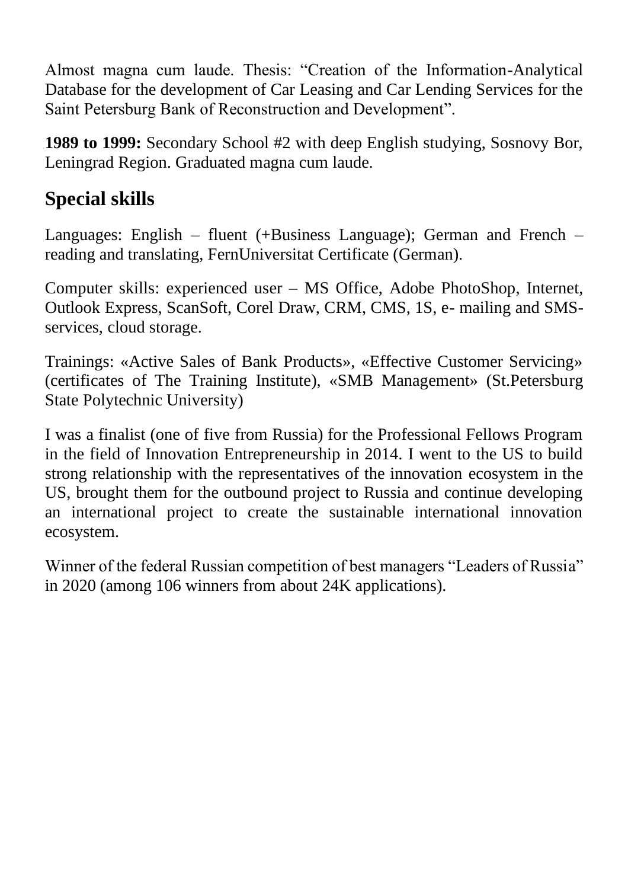Almost magna cum laude. Thesis: "Creation of the Information-Analytical Database for the development of Car Leasing and Car Lending Services for the Saint Petersburg Bank of Reconstruction and Development".

**1989 to 1999:** Secondary School #2 with deep English studying, Sosnovy Bor, Leningrad Region. Graduated magna cum laude.

## Special skills

Languages: English – fluent (+Business Language); German and French – reading and translating, FernUniversitat Certificate (German).

Computer skills: experienced user – MS Office, Adobe PhotoShop, Internet, Outlook Express, ScanSoft, Corel Draw, CRM, CMS, 1S, e- mailing and SMS-services, cloud storage.

Trainings: «Active Sales of Bank Products», «Effective Customer Servicing» (certificates of The Training Institute), «SMB Management» (St.Petersburg State Polytechnic University)

I was a finalist (one of five from Russia) for the Professional Fellows Program in the field of Innovation Entrepreneurship in 2014. I went to the US to build strong relationship with the representatives of the innovation ecosystem in the US, brought them for the outbound project to Russia and continue developing an international project to create the sustainable international innovation ecosystem.

Winner of the federal Russian competition of best managers "Leaders of Russia" in 2020 (among 106 winners from about 24K applications).